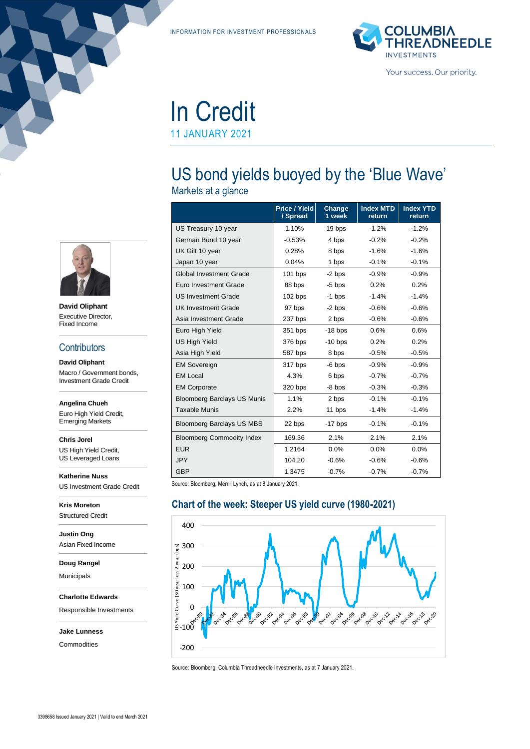INFORMATION FOR INVESTMENT PROFESSIONALS

COLUMBIA THREADNEEDLE INVESTMENTS

Your success. Our priority.

# In Credit

11 JANUARY 2021

## US bond yields buoyed by the 'Blue Wave'

### Markets at a glance

| | Price / Yield / Spread | Change 1 week | Index MTD return | Index YTD return |
|---|---|---|---|---|
| US Treasury 10 year | 1.10% | 19 bps | -1.2% | -1.2% |
| German Bund 10 year | -0.53% | 4 bps | -0.2% | -0.2% |
| UK Gilt 10 year | 0.28% | 8 bps | -1.6% | -1.6% |
| Japan 10 year | 0.04% | 1 bps | -0.1% | -0.1% |
| Global Investment Grade | 101 bps | -2 bps | -0.9% | -0.9% |
| Euro Investment Grade | 88 bps | -5 bps | 0.2% | 0.2% |
| US Investment Grade | 102 bps | -1 bps | -1.4% | -1.4% |
| UK Investment Grade | 97 bps | -2 bps | -0.6% | -0.6% |
| Asia Investment Grade | 237 bps | 2 bps | -0.6% | -0.6% |
| Euro High Yield | 351 bps | -18 bps | 0.6% | 0.6% |
| US High Yield | 376 bps | -10 bps | 0.2% | 0.2% |
| Asia High Yield | 587 bps | 8 bps | -0.5% | -0.5% |
| EM Sovereign | 317 bps | -6 bps | -0.9% | -0.9% |
| EM Local | 4.3% | 6 bps | -0.7% | -0.7% |
| EM Corporate | 320 bps | -8 bps | -0.3% | -0.3% |
| Bloomberg Barclays US Munis | 1.1% | 2 bps | -0.1% | -0.1% |
| Taxable Munis | 2.2% | 11 bps | -1.4% | -1.4% |
| Bloomberg Barclays US MBS | 22 bps | -17 bps | -0.1% | -0.1% |
| Bloomberg Commodity Index | 169.36 | 2.1% | 2.1% | 2.1% |
| EUR | 1.2164 | 0.0% | 0.0% | 0.0% |
| JPY | 104.20 | -0.6% | -0.6% | -0.6% |
| GBP | 1.3475 | -0.7% | -0.7% | -0.7% |

Source: Bloomberg, Merrill Lynch, as at 8 January 2021.

### Chart of the week: Steeper US yield curve (1980-2021)

US Yield Curve (30 year less 2 year (bps))

400
300
200
100
0
-100
-200

Dec-80 Dec-82 Dec-84 Dec-86 Dec-88 Dec-90 Dec-92 Dec-94 Dec-96 Dec-98 Dec-00 Dec-02 Dec-04 Dec-06 Dec-08 Dec-10 Dec-12 Dec-14 Dec-16 Dec-18 Dec-20

Source: Bloomberg, Columbia Threadneedle Investments, as at 7 January 2021.

**David Oliphant**
Executive Director, Fixed Income

## Contributors

**David Oliphant**
Macro / Government bonds, Investment Grade Credit

**Angelina Chueh**
Euro High Yield Credit, Emerging Markets

**Chris Jorel**
US High Yield Credit, US Leveraged Loans

**Katherine Nuss**
US Investment Grade Credit

**Kris Moreton**
Structured Credit

**Justin Ong**
Asian Fixed Income

**Doug Rangel**
Municipals

**Charlotte Edwards**
Responsible Investments

**Jake Lunness**
Commodities

3398658 Issued January 2021 | Valid to end March 2021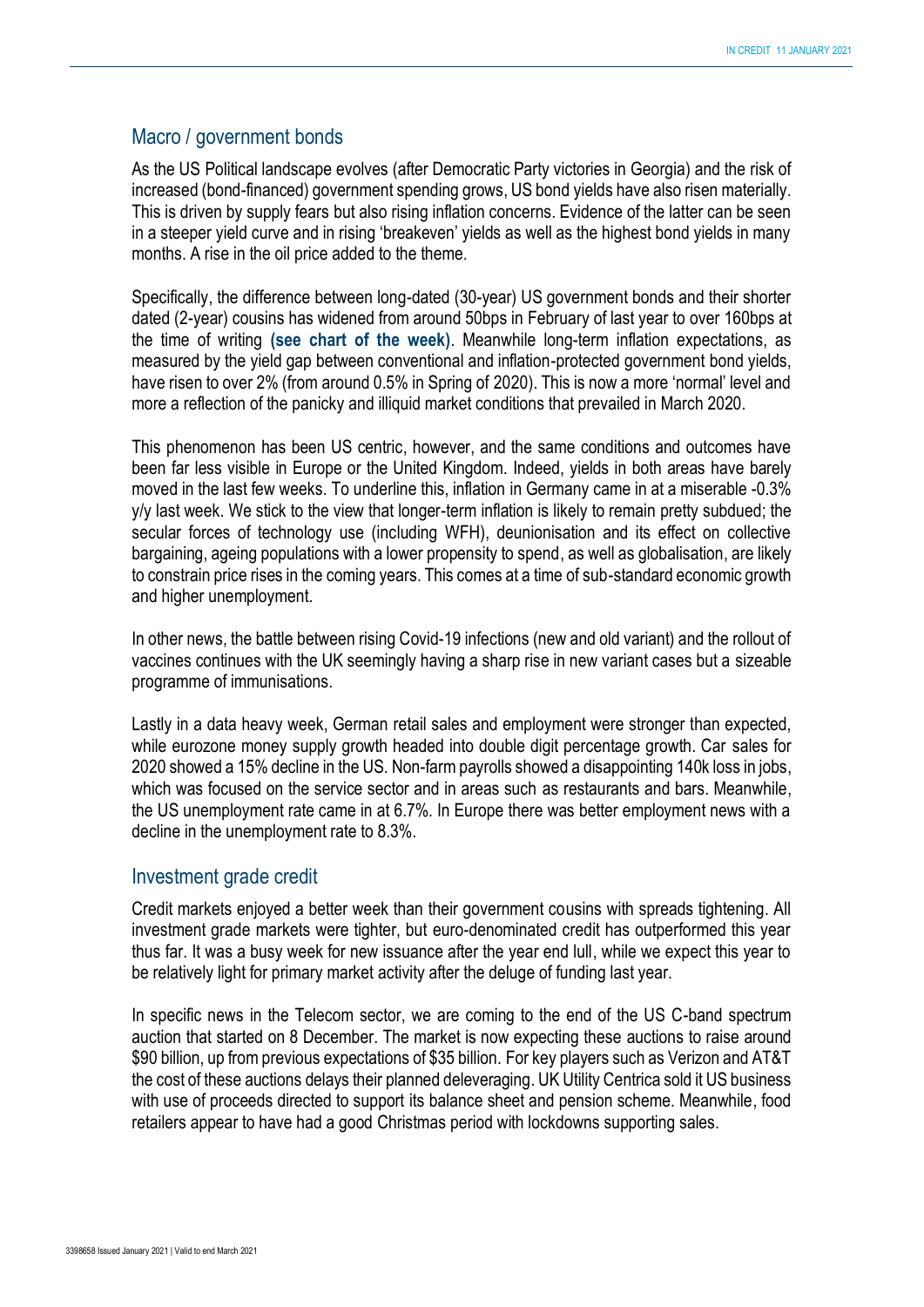## Macro / government bonds

As the US Political landscape evolves (after Democratic Party victories in Georgia) and the risk of increased (bond-financed) government spending grows, US bond yields have also risen materially. This is driven by supply fears but also rising inflation concerns. Evidence of the latter can be seen in a steeper yield curve and in rising 'breakeven' yields as well as the highest bond yields in many months. A rise in the oil price added to the theme.

Specifically, the difference between long-dated (30-year) US government bonds and their shorter dated (2-year) cousins has widened from around 50bps in February of last year to over 160bps at the time of writing **(see chart of the week)**. Meanwhile long-term inflation expectations, as measured by the yield gap between conventional and inflation-protected government bond yields, have risen to over 2% (from around 0.5% in Spring of 2020). This is now a more 'normal' level and more a reflection of the panicky and illiquid market conditions that prevailed in March 2020.

This phenomenon has been US centric, however, and the same conditions and outcomes have been far less visible in Europe or the United Kingdom. Indeed, yields in both areas have barely moved in the last few weeks. To underline this, inflation in Germany came in at a miserable -0.3% y/y last week. We stick to the view that longer-term inflation is likely to remain pretty subdued; the secular forces of technology use (including WFH), deunionisation and its effect on collective bargaining, ageing populations with a lower propensity to spend, as well as globalisation, are likely to constrain price rises in the coming years. This comes at a time of sub-standard economic growth and higher unemployment.

In other news, the battle between rising Covid-19 infections (new and old variant) and the rollout of vaccines continues with the UK seemingly having a sharp rise in new variant cases but a sizeable programme of immunisations.

Lastly in a data heavy week, German retail sales and employment were stronger than expected, while eurozone money supply growth headed into double digit percentage growth. Car sales for 2020 showed a 15% decline in the US. Non-farm payrolls showed a disappointing 140k loss in jobs, which was focused on the service sector and in areas such as restaurants and bars. Meanwhile, the US unemployment rate came in at 6.7%. In Europe there was better employment news with a decline in the unemployment rate to 8.3%.

## Investment grade credit

Credit markets enjoyed a better week than their government cousins with spreads tightening. All investment grade markets were tighter, but euro-denominated credit has outperformed this year thus far. It was a busy week for new issuance after the year end lull, while we expect this year to be relatively light for primary market activity after the deluge of funding last year.

In specific news in the Telecom sector, we are coming to the end of the US C-band spectrum auction that started on 8 December. The market is now expecting these auctions to raise around $90 billion, up from previous expectations of $35 billion. For key players such as Verizon and AT&T the cost of these auctions delays their planned deleveraging. UK Utility Centrica sold it US business with use of proceeds directed to support its balance sheet and pension scheme. Meanwhile, food retailers appear to have had a good Christmas period with lockdowns supporting sales.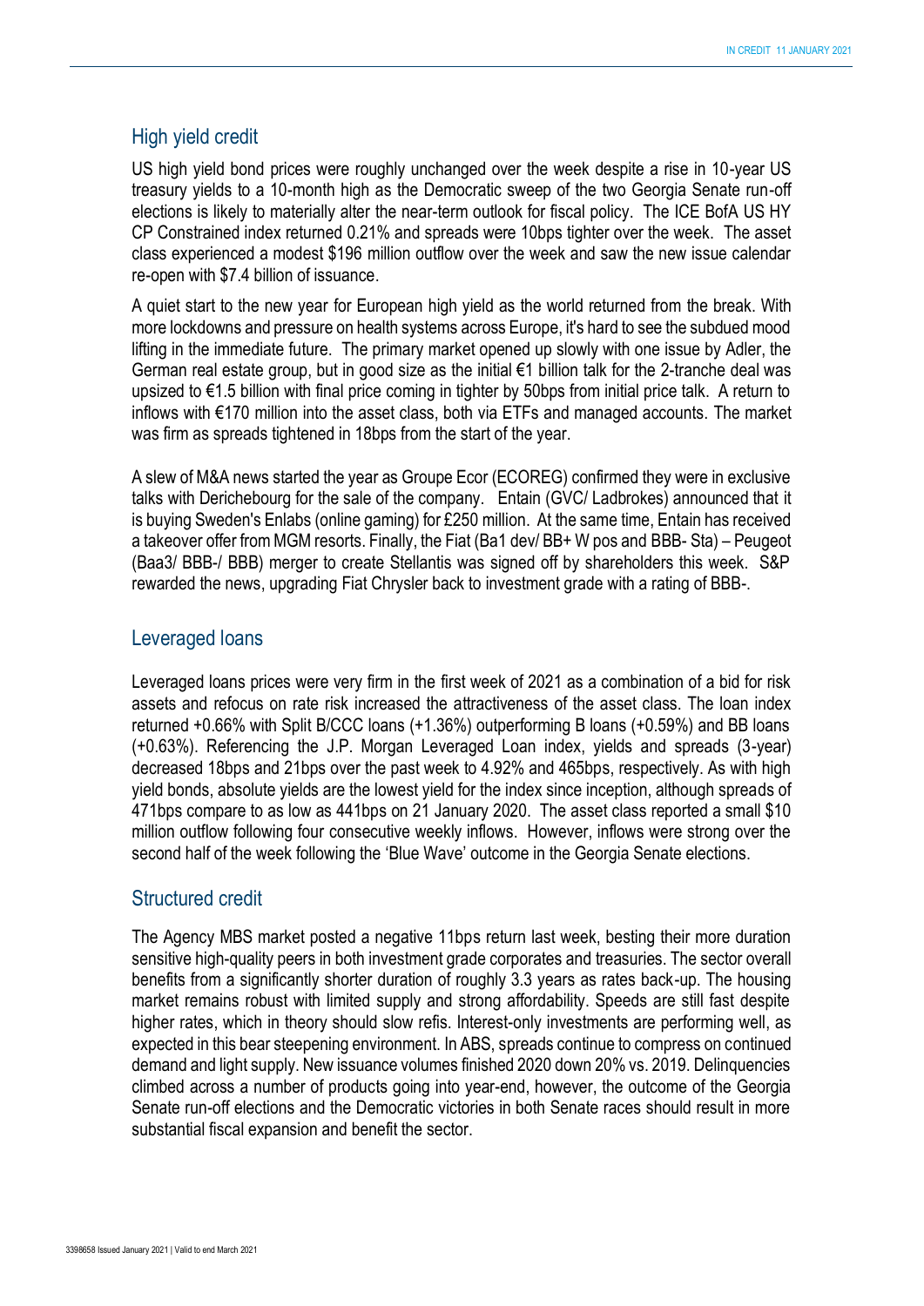## High yield credit

US high yield bond prices were roughly unchanged over the week despite a rise in 10-year US treasury yields to a 10-month high as the Democratic sweep of the two Georgia Senate run-off elections is likely to materially alter the near-term outlook for fiscal policy. The ICE BofA US HY CP Constrained index returned 0.21% and spreads were 10bps tighter over the week. The asset class experienced a modest $196 million outflow over the week and saw the new issue calendar re-open with $7.4 billion of issuance.

A quiet start to the new year for European high yield as the world returned from the break. With more lockdowns and pressure on health systems across Europe, it's hard to see the subdued mood lifting in the immediate future. The primary market opened up slowly with one issue by Adler, the German real estate group, but in good size as the initial €1 billion talk for the 2-tranche deal was upsized to €1.5 billion with final price coming in tighter by 50bps from initial price talk. A return to inflows with €170 million into the asset class, both via ETFs and managed accounts. The market was firm as spreads tightened in 18bps from the start of the year.

A slew of M&A news started the year as Groupe Ecor (ECOREG) confirmed they were in exclusive talks with Derichebourg for the sale of the company. Entain (GVC/ Ladbrokes) announced that it is buying Sweden's Enlabs (online gaming) for £250 million. At the same time, Entain has received a takeover offer from MGM resorts. Finally, the Fiat (Ba1 dev/ BB+ W pos and BBB- Sta) – Peugeot (Baa3/ BBB-/ BBB) merger to create Stellantis was signed off by shareholders this week. S&P rewarded the news, upgrading Fiat Chrysler back to investment grade with a rating of BBB-.

## Leveraged loans

Leveraged loans prices were very firm in the first week of 2021 as a combination of a bid for risk assets and refocus on rate risk increased the attractiveness of the asset class. The loan index returned +0.66% with Split B/CCC loans (+1.36%) outperforming B loans (+0.59%) and BB loans (+0.63%). Referencing the J.P. Morgan Leveraged Loan index, yields and spreads (3-year) decreased 18bps and 21bps over the past week to 4.92% and 465bps, respectively. As with high yield bonds, absolute yields are the lowest yield for the index since inception, although spreads of 471bps compare to as low as 441bps on 21 January 2020. The asset class reported a small $10 million outflow following four consecutive weekly inflows. However, inflows were strong over the second half of the week following the 'Blue Wave' outcome in the Georgia Senate elections.

## Structured credit

The Agency MBS market posted a negative 11bps return last week, besting their more duration sensitive high-quality peers in both investment grade corporates and treasuries. The sector overall benefits from a significantly shorter duration of roughly 3.3 years as rates back-up. The housing market remains robust with limited supply and strong affordability. Speeds are still fast despite higher rates, which in theory should slow refis. Interest-only investments are performing well, as expected in this bear steepening environment. In ABS, spreads continue to compress on continued demand and light supply. New issuance volumes finished 2020 down 20% vs. 2019. Delinquencies climbed across a number of products going into year-end, however, the outcome of the Georgia Senate run-off elections and the Democratic victories in both Senate races should result in more substantial fiscal expansion and benefit the sector.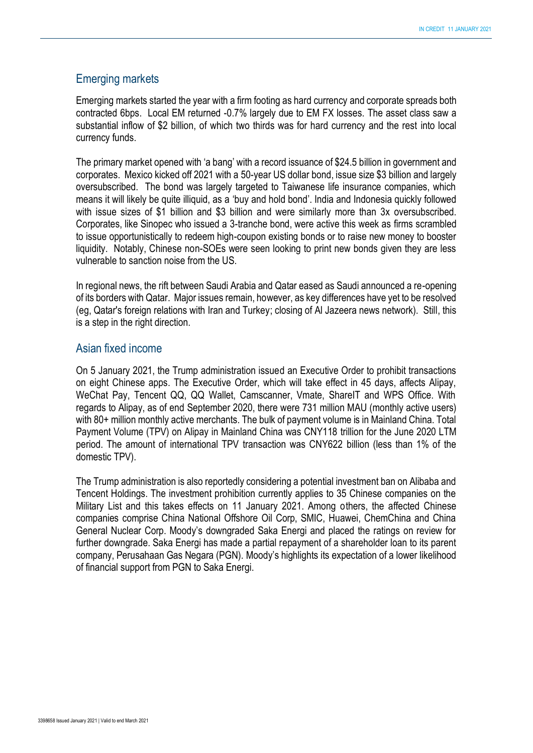## Emerging markets

Emerging markets started the year with a firm footing as hard currency and corporate spreads both contracted 6bps. Local EM returned -0.7% largely due to EM FX losses. The asset class saw a substantial inflow of $2 billion, of which two thirds was for hard currency and the rest into local currency funds.

The primary market opened with 'a bang' with a record issuance of $24.5 billion in government and corporates. Mexico kicked off 2021 with a 50-year US dollar bond, issue size $3 billion and largely oversubscribed. The bond was largely targeted to Taiwanese life insurance companies, which means it will likely be quite illiquid, as a 'buy and hold bond'. India and Indonesia quickly followed with issue sizes of $1 billion and $3 billion and were similarly more than 3x oversubscribed. Corporates, like Sinopec who issued a 3-tranche bond, were active this week as firms scrambled to issue opportunistically to redeem high-coupon existing bonds or to raise new money to booster liquidity. Notably, Chinese non-SOEs were seen looking to print new bonds given they are less vulnerable to sanction noise from the US.

In regional news, the rift between Saudi Arabia and Qatar eased as Saudi announced a re-opening of its borders with Qatar. Major issues remain, however, as key differences have yet to be resolved (eg, Qatar's foreign relations with Iran and Turkey; closing of Al Jazeera news network). Still, this is a step in the right direction.

## Asian fixed income

On 5 January 2021, the Trump administration issued an Executive Order to prohibit transactions on eight Chinese apps. The Executive Order, which will take effect in 45 days, affects Alipay, WeChat Pay, Tencent QQ, QQ Wallet, Camscanner, Vmate, ShareIT and WPS Office. With regards to Alipay, as of end September 2020, there were 731 million MAU (monthly active users) with 80+ million monthly active merchants. The bulk of payment volume is in Mainland China. Total Payment Volume (TPV) on Alipay in Mainland China was CNY118 trillion for the June 2020 LTM period. The amount of international TPV transaction was CNY622 billion (less than 1% of the domestic TPV).

The Trump administration is also reportedly considering a potential investment ban on Alibaba and Tencent Holdings. The investment prohibition currently applies to 35 Chinese companies on the Military List and this takes effects on 11 January 2021. Among others, the affected Chinese companies comprise China National Offshore Oil Corp, SMIC, Huawei, ChemChina and China General Nuclear Corp. Moody's downgraded Saka Energi and placed the ratings on review for further downgrade. Saka Energi has made a partial repayment of a shareholder loan to its parent company, Perusahaan Gas Negara (PGN). Moody's highlights its expectation of a lower likelihood of financial support from PGN to Saka Energi.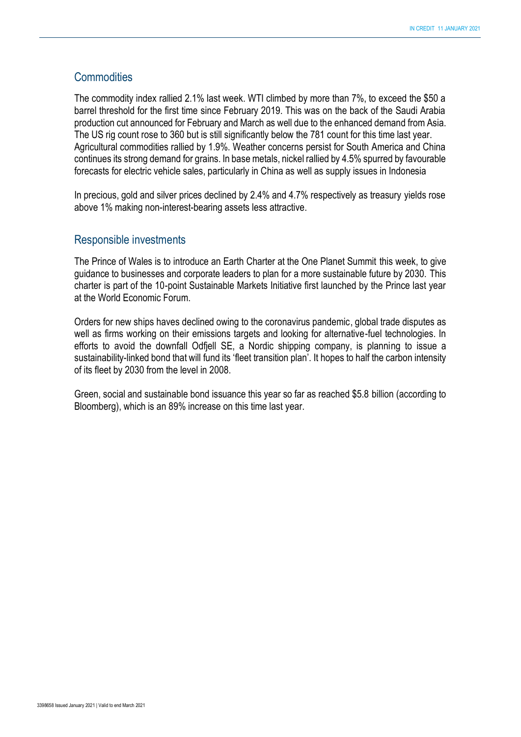## Commodities

The commodity index rallied 2.1% last week. WTI climbed by more than 7%, to exceed the $50 a barrel threshold for the first time since February 2019. This was on the back of the Saudi Arabia production cut announced for February and March as well due to the enhanced demand from Asia. The US rig count rose to 360 but is still significantly below the 781 count for this time last year. Agricultural commodities rallied by 1.9%. Weather concerns persist for South America and China continues its strong demand for grains. In base metals, nickel rallied by 4.5% spurred by favourable forecasts for electric vehicle sales, particularly in China as well as supply issues in Indonesia

In precious, gold and silver prices declined by 2.4% and 4.7% respectively as treasury yields rose above 1% making non-interest-bearing assets less attractive.

## Responsible investments

The Prince of Wales is to introduce an Earth Charter at the One Planet Summit this week, to give guidance to businesses and corporate leaders to plan for a more sustainable future by 2030. This charter is part of the 10-point Sustainable Markets Initiative first launched by the Prince last year at the World Economic Forum.

Orders for new ships haves declined owing to the coronavirus pandemic, global trade disputes as well as firms working on their emissions targets and looking for alternative-fuel technologies. In efforts to avoid the downfall Odfjell SE, a Nordic shipping company, is planning to issue a sustainability-linked bond that will fund its 'fleet transition plan'. It hopes to half the carbon intensity of its fleet by 2030 from the level in 2008.

Green, social and sustainable bond issuance this year so far as reached $5.8 billion (according to Bloomberg), which is an 89% increase on this time last year.

3398658 Issued January 2021 | Valid to end March 2021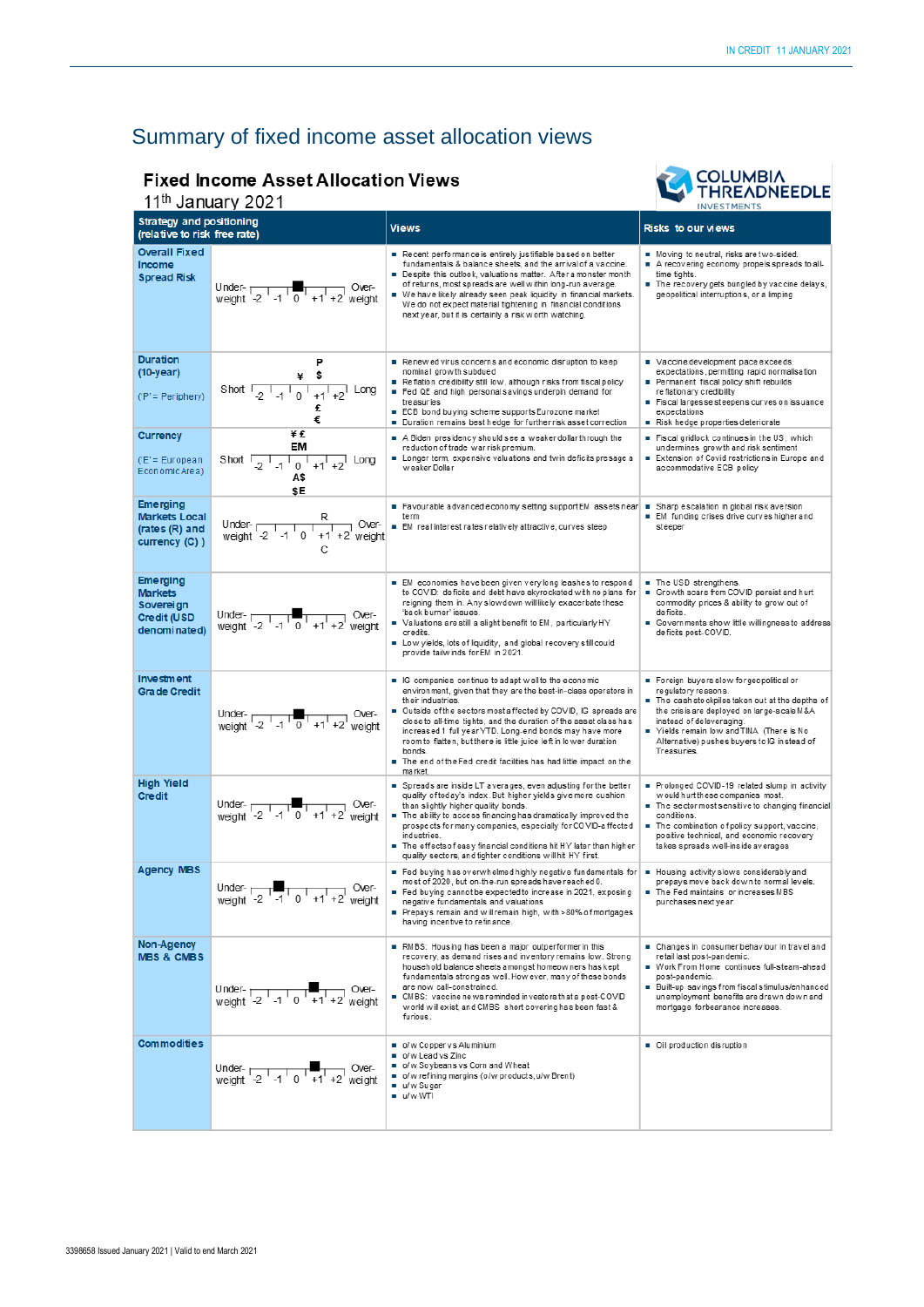# Summary of fixed income asset allocation views

## Fixed Income Asset Allocation Views

11th January 2021

COLUMBIA THREADNEEDLE INVESTMENTS

| Strategy and positioning (relative to risk free rate) | | Views | Risks to our views |
|---|---|---|---|
| **Overall Fixed Income Spread Risk** | Under-weight -2 -1 0 ■ +1 +2 Over-weight | ▪ Recent performance is entirely justifiable based on better fundamentals & balance sheets, and the arrival of a vaccine.<br>▪ Despite this outlook, valuations matter. After a monster month of returns, most spreads are well within long-run average.<br>▪ We have likely already seen peak liquidity in financial markets. We do not expect material tightening in financial conditions next year, but it is certainly a risk worth watching. | ▪ Moving to neutral, risks are two-sided.<br>▪ A recovering economy propels spreads to all-time tights.<br>▪ The recovery gets bungled by vaccine delays, geopolitical interruptions, or a limping |
| **Duration (10-year)**<br>('P' = Periphery) | Short -2 -1 0 +1 +2 Long<br>P, ¥ $, £, € | ▪ Renewed virus concerns and economic disruption to keep nominal growth subdued<br>▪ Reflation credibility still low, although risks from fiscal policy<br>▪ Fed QE and high personal savings underpin demand for treasuries<br>▪ ECB bond buying scheme supports Eurozone market<br>▪ Duration remains best hedge for further risk asset correction | ▪ Vaccine development pace exceeds expectations, permitting rapid normalisation<br>▪ Permanent fiscal policy shift rebuilds reflationary credibility<br>▪ Fiscal largesse steepens curves on issuance expectations<br>▪ Risk hedge properties deteriorate |
| **Currency**<br>('E' = European Economic Area) | Short -2 -1 0 +1 +2 Long<br>¥ €, EM, A$, $ E | ▪ A Biden presidency should see a weaker dollar through the reduction of trade war risk premium.<br>▪ Longer term, expensive valuations and twin deficits presage a weaker Dollar | ▪ Fiscal gridlock continues in the US, which undermines growth and risk sentiment<br>▪ Extension of Covid restrictions in Europe and accommodative ECB policy |
| **Emerging Markets Local (rates (R) and currency (C) )** | Under-weight -2 -1 0 +1 +2 Over-weight<br>R, C | ▪ Favourable advanced economy setting support EM assets near term<br>▪ EM real interest rates relatively attractive, curves steep | ▪ Sharp escalation in global risk aversion<br>▪ EM funding crises drive curves higher and steeper |
| **Emerging Markets Sovereign Credit (USD denominated)** | Under-weight -2 -1 0 ■ +1 +2 Over-weight | ▪ EM economies have been given very long leashes to respond to COVID: deficits and debt have skyrocketed with no plans for reigning them in. Any slowdown will likely exacerbate these 'back burner' issues.<br>▪ Valuations are still a slight benefit to EM, particularly HY credits.<br>▪ Low yields, lots of liquidity, and global recovery still could provide tailwinds for EM in 2021. | ▪ The USD strengthens.<br>▪ Growth scare from COVID persist and hurt commodity prices & ability to grow out of deficits.<br>▪ Governments show little willingness to address deficits post-COVID. |
| **Investment Grade Credit** | Under-weight -2 -1 0 ■ +1 +2 Over-weight | ▪ IG companies continue to adapt well to the economic environment, given that they are the best-in-class operators in their industries.<br>▪ Outside of the sectors most affected by COVID, IG spreads are close to all-time tights, and the duration of the asset class has increased 1 full year YTD. Long-end bonds may have more room to flatten, but there is little juice left in lower duration bonds.<br>▪ The end of the Fed credit facilities has had little impact on the market. | ▪ Foreign buyers slow for geopolitical or regulatory reasons.<br>▪ The cash stockpiles taken out at the depths of the crisis are deployed on large-scale M&A instead of deleveraging.<br>▪ Yields remain low and TINA (There is No Alternative) pushes buyers to IG instead of Treasuries. |
| **High Yield Credit** | Under-weight -2 -1 ■ 0 +1 +2 Over-weight | ▪ Spreads are inside LT averages, even adjusting for the better quality of today's index. But higher yields give more cushion than slightly higher quality bonds.<br>▪ The ability to access financing has dramatically improved the prospects for many companies, especially for COVID-affected industries.<br>▪ The effects of easy financial conditions hit HY later than higher quality sectors, and tighter conditions will hit HY first. | ▪ Prolonged COVID-19 related slump in activity would hurt these companies most.<br>▪ The sector most sensitive to changing financial conditions.<br>▪ The combination of policy support, vaccine, positive technical, and economic recovery takes spreads well-inside averages |
| **Agency MBS** | Under-weight -2 ■ -1 0 +1 +2 Over-weight | ▪ Fed buying has overwhelmed highly negative fundamentals for most of 2020, but on-the-run spreads have reached 0.<br>▪ Fed buying cannot be expected to increase in 2021, exposing negative fundamentals and valuations<br>▪ Prepays remain and will remain high, with >80% of mortgages having incentive to refinance. | ▪ Housing activity slows considerably and prepays move back down to normal levels.<br>▪ The Fed maintains or increases MBS purchases next year. |
| **Non-Agency MBS & CMBS** | Under-weight -2 -1 0 +1 ■ +2 Over-weight | ▪ RMBS: Housing has been a major outperformer in this recovery, as demand rises and inventory remains low. Strong household balance sheets amongst homeowners has kept fundamentals strong as well. However, many of these bonds are now call-constrained.<br>▪ CMBS: vaccine news reminded investors that a post-COVID world will exist, and CMBS short covering has been fast & furious. | ▪ Changes in consumer behaviour in travel and retail last post-pandemic.<br>▪ Work From Home continues full-steam-ahead post-pandemic.<br>▪ Built-up savings from fiscal stimulus/enhanced unemployment benefits are drawn down and mortgage forbearance increases. |
| **Commodities** | Under-weight -2 -1 0 ■ +1 +2 Over-weight | ▪ o/w Copper vs Aluminum<br>▪ o/w Lead vs Zinc<br>▪ o/w Soybeans vs Corn and Wheat<br>▪ o/w refining margins (o/w products, u/w Brent)<br>▪ u/w Sugar<br>▪ u/w WTI | ▪ Oil production disruption |

3398658 Issued January 2021 | Valid to end March 2021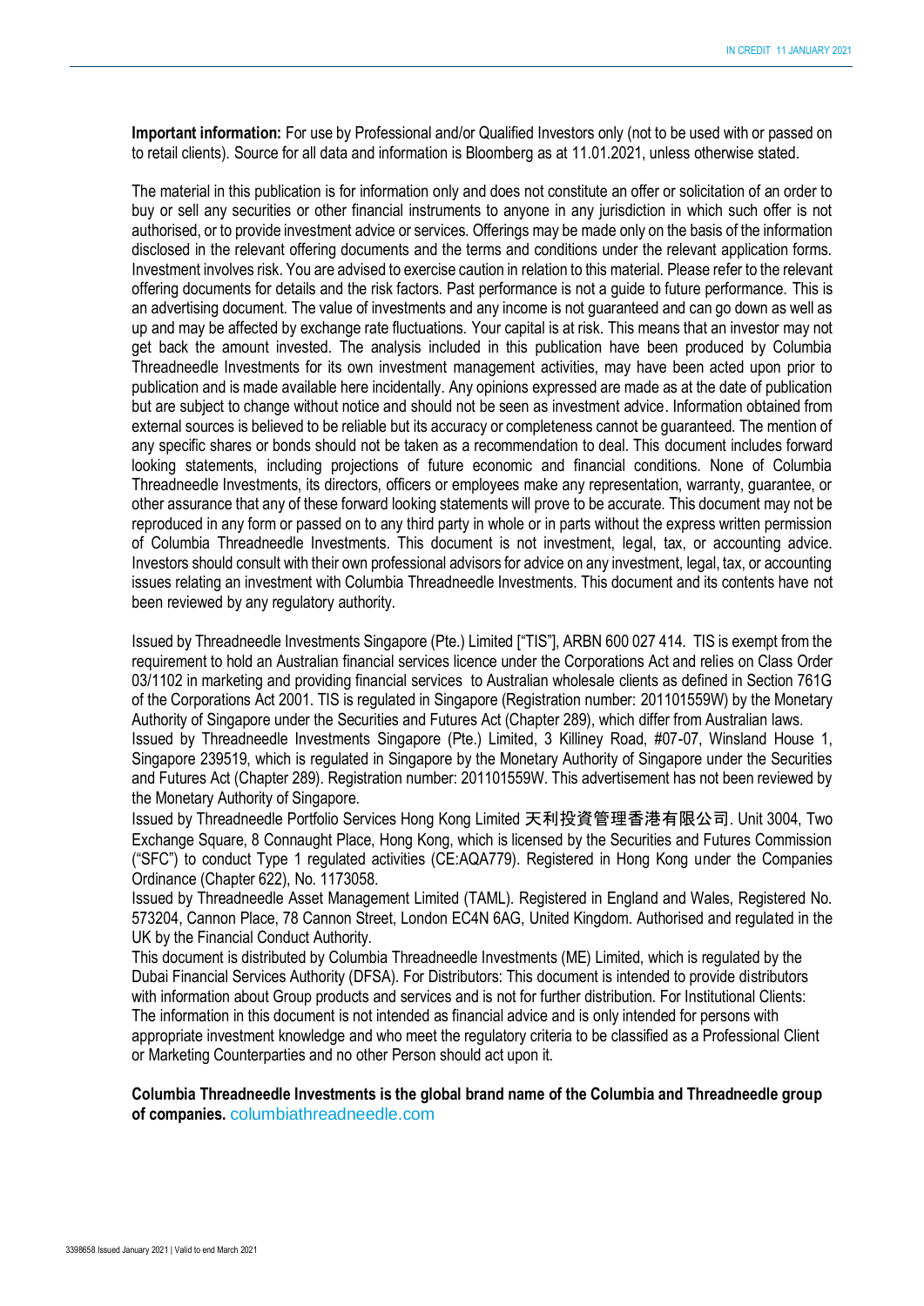**Important information:** For use by Professional and/or Qualified Investors only (not to be used with or passed on to retail clients). Source for all data and information is Bloomberg as at 11.01.2021, unless otherwise stated.

The material in this publication is for information only and does not constitute an offer or solicitation of an order to buy or sell any securities or other financial instruments to anyone in any jurisdiction in which such offer is not authorised, or to provide investment advice or services. Offerings may be made only on the basis of the information disclosed in the relevant offering documents and the terms and conditions under the relevant application forms. Investment involves risk. You are advised to exercise caution in relation to this material. Please refer to the relevant offering documents for details and the risk factors. Past performance is not a guide to future performance. This is an advertising document. The value of investments and any income is not guaranteed and can go down as well as up and may be affected by exchange rate fluctuations. Your capital is at risk. This means that an investor may not get back the amount invested. The analysis included in this publication have been produced by Columbia Threadneedle Investments for its own investment management activities, may have been acted upon prior to publication and is made available here incidentally. Any opinions expressed are made as at the date of publication but are subject to change without notice and should not be seen as investment advice. Information obtained from external sources is believed to be reliable but its accuracy or completeness cannot be guaranteed. The mention of any specific shares or bonds should not be taken as a recommendation to deal. This document includes forward looking statements, including projections of future economic and financial conditions. None of Columbia Threadneedle Investments, its directors, officers or employees make any representation, warranty, guarantee, or other assurance that any of these forward looking statements will prove to be accurate. This document may not be reproduced in any form or passed on to any third party in whole or in parts without the express written permission of Columbia Threadneedle Investments. This document is not investment, legal, tax, or accounting advice. Investors should consult with their own professional advisors for advice on any investment, legal, tax, or accounting issues relating an investment with Columbia Threadneedle Investments. This document and its contents have not been reviewed by any regulatory authority.

Issued by Threadneedle Investments Singapore (Pte.) Limited ["TIS"], ARBN 600 027 414. TIS is exempt from the requirement to hold an Australian financial services licence under the Corporations Act and relies on Class Order 03/1102 in marketing and providing financial services to Australian wholesale clients as defined in Section 761G of the Corporations Act 2001. TIS is regulated in Singapore (Registration number: 201101559W) by the Monetary Authority of Singapore under the Securities and Futures Act (Chapter 289), which differ from Australian laws.
Issued by Threadneedle Investments Singapore (Pte.) Limited, 3 Killiney Road, #07-07, Winsland House 1, Singapore 239519, which is regulated in Singapore by the Monetary Authority of Singapore under the Securities and Futures Act (Chapter 289). Registration number: 201101559W. This advertisement has not been reviewed by the Monetary Authority of Singapore.
Issued by Threadneedle Portfolio Services Hong Kong Limited 天利投資管理香港有限公司. Unit 3004, Two Exchange Square, 8 Connaught Place, Hong Kong, which is licensed by the Securities and Futures Commission ("SFC") to conduct Type 1 regulated activities (CE:AQA779). Registered in Hong Kong under the Companies Ordinance (Chapter 622), No. 1173058.
Issued by Threadneedle Asset Management Limited (TAML). Registered in England and Wales, Registered No. 573204, Cannon Place, 78 Cannon Street, London EC4N 6AG, United Kingdom. Authorised and regulated in the UK by the Financial Conduct Authority.
This document is distributed by Columbia Threadneedle Investments (ME) Limited, which is regulated by the Dubai Financial Services Authority (DFSA). For Distributors: This document is intended to provide distributors with information about Group products and services and is not for further distribution. For Institutional Clients: The information in this document is not intended as financial advice and is only intended for persons with appropriate investment knowledge and who meet the regulatory criteria to be classified as a Professional Client or Marketing Counterparties and no other Person should act upon it.

**Columbia Threadneedle Investments is the global brand name of the Columbia and Threadneedle group of companies.** columbiathreadneedle.com

3398658 Issued January 2021 | Valid to end March 2021